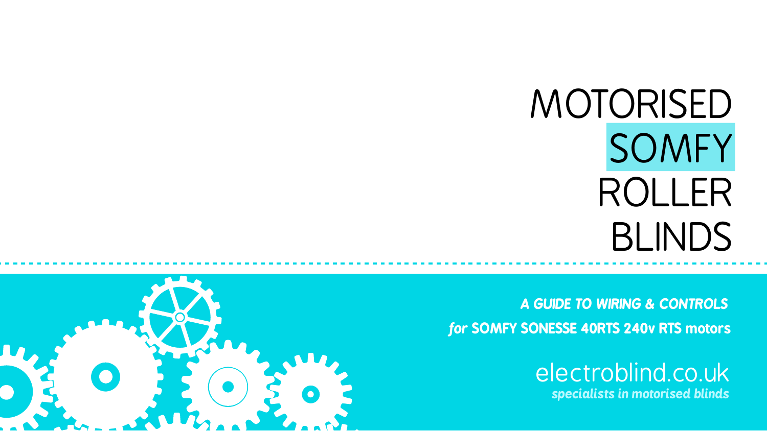# MOTORISED SOMFY ROLLER BLINDS

***A GUIDE TO WIRING & CONTROLS***

***for* SOMFY SONESSE 40RTS 240v RTS motors**

electroblind.co.uk

***specialists in motorised blinds***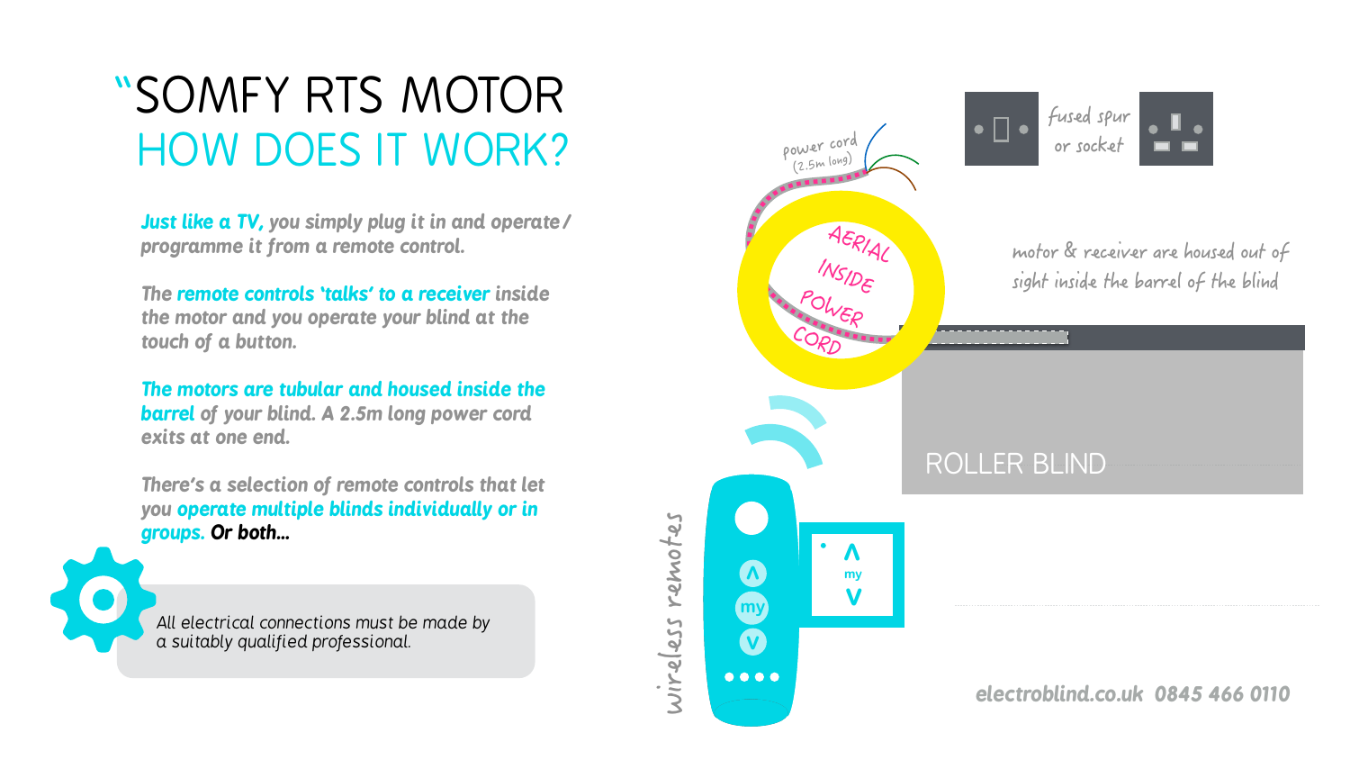# "SOMFY RTS MOTOR
## HOW DOES IT WORK?

***Just like a TV,*** *you simply plug it in and operate/programme it from a remote control.*

*The* ***remote controls 'talks' to a receiver*** *inside the motor and you operate your blind at the touch of a button.*

***The motors are tubular and housed inside the barrel*** *of your blind. A 2.5m long power cord exits at one end.*

*There's a selection of remote controls that let you* ***operate multiple blinds individually or in groups.*** ***Or both...***

*All electrical connections must be made by a suitably qualified professional.*

power cord (2.5m long)

AERIAL INSIDE POWER CORD

fused spur or socket

motor & receiver are housed out of sight inside the barrel of the blind

ROLLER BLIND

wireless remotes

my

electroblind.co.uk 0845 466 0110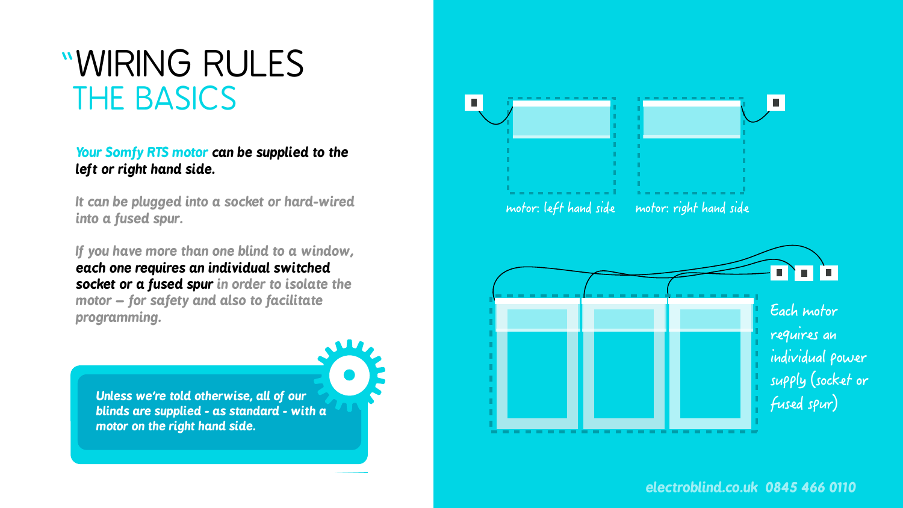# "WIRING RULES
## THE BASICS

***Your Somfy RTS motor can be supplied to the left or right hand side.***

*It can be plugged into a socket or hard-wired into a fused spur.*

*If you have more than one blind to a window, **each one requires an individual switched socket or a fused spur** in order to isolate the motor – for safety and also to facilitate programming.*

> ***Unless we're told otherwise, all of our blinds are supplied - as standard - with a motor on the right hand side.***

motor: left hand side

motor: right hand side

Each motor requires an individual power supply (socket or fused spur)

electroblind.co.uk 0845 466 0110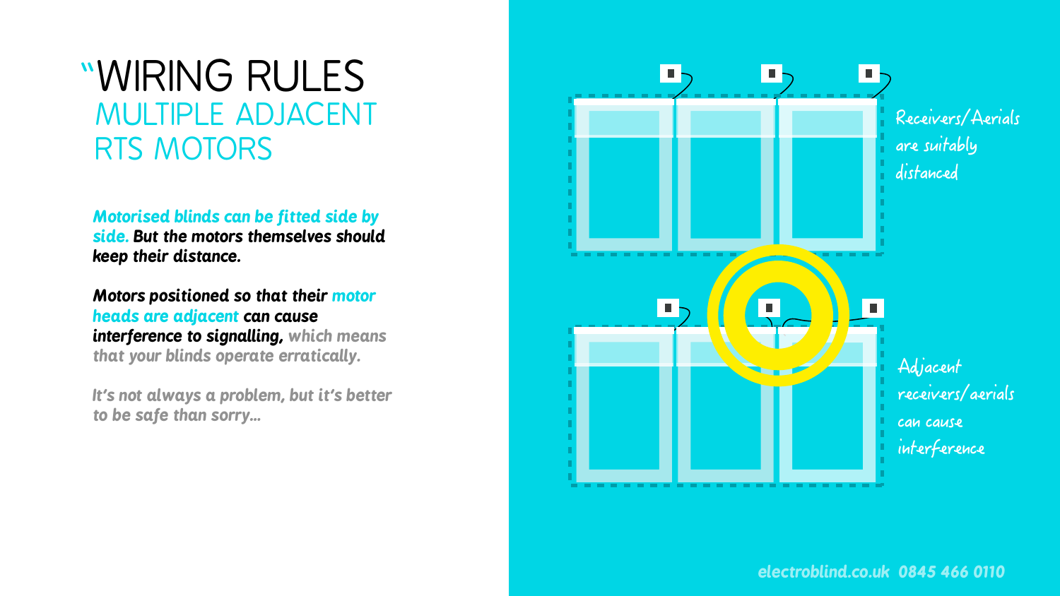# "WIRING RULES

## MULTIPLE ADJACENT RTS MOTORS

***Motorised blinds can be fitted side by side. But the motors themselves should keep their distance.***

***Motors positioned so that their motor heads are adjacent can cause interference to signalling,** which means that your blinds operate erratically.*

*It's not always a problem, but it's better to be safe than sorry...*

Receivers/Aerials are suitably distanced

Adjacent receivers/aerials can cause interference

electroblind.co.uk 0845 466 0110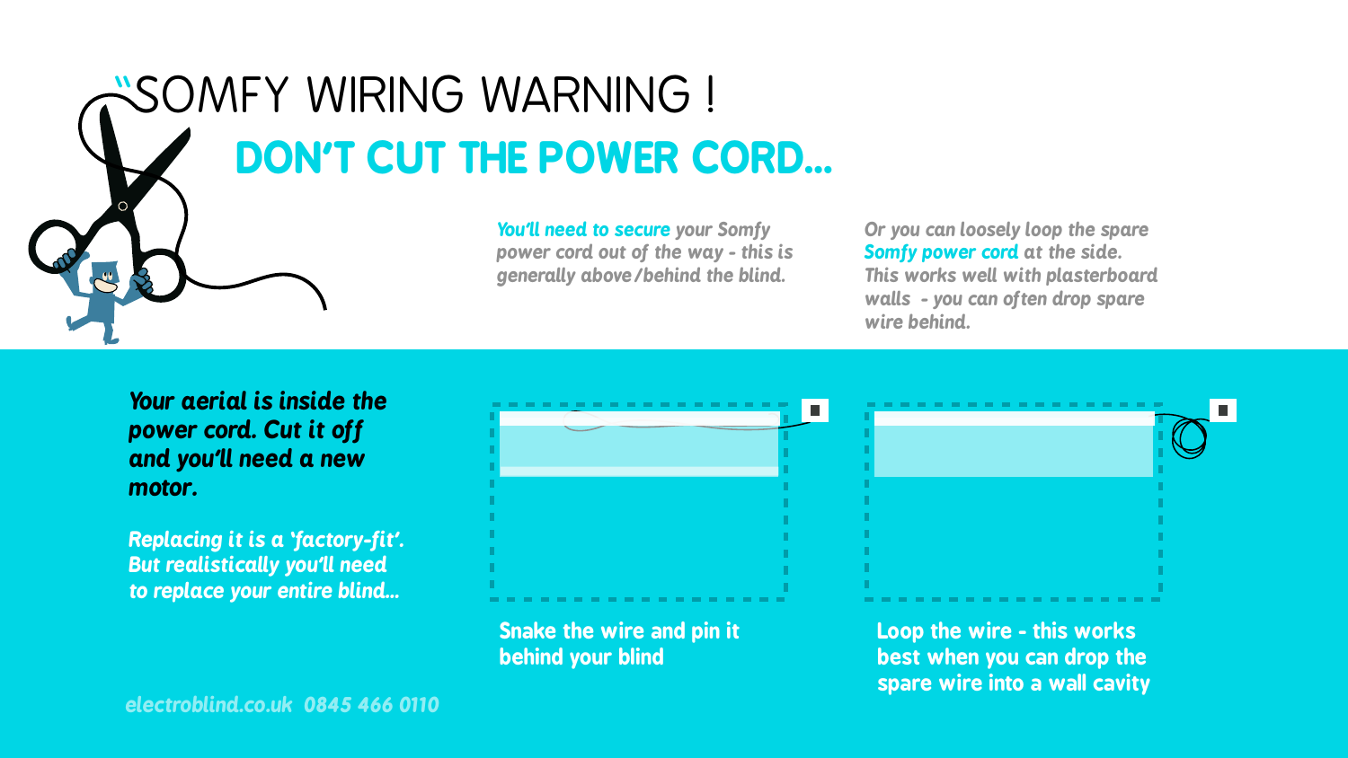# "SOMFY WIRING WARNING !

## DON'T CUT THE POWER CORD...

*You'll need to secure your Somfy power cord out of the way - this is generally above/behind the blind.*

*Or you can loosely loop the spare Somfy power cord at the side. This works well with plasterboard walls - you can often drop spare wire behind.*

***Your aerial is inside the power cord. Cut it off and you'll need a new motor.***

*Replacing it is a 'factory-fit'. But realistically you'll need to replace your entire blind...*

**Snake the wire and pin it behind your blind**

**Loop the wire - this works best when you can drop the spare wire into a wall cavity**

*electroblind.co.uk 0845 466 0110*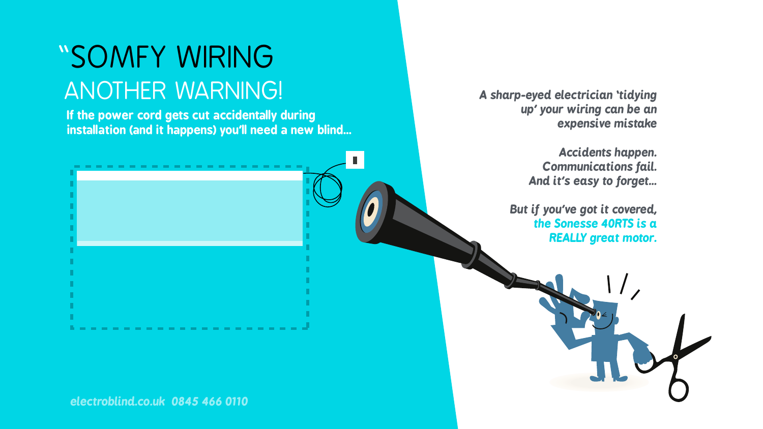# "SOMFY WIRING

## ANOTHER WARNING!

**If the power cord gets cut accidentally during installation (and it happens) you'll need a new blind...**

*A sharp-eyed electrician 'tidying up' your wiring can be an expensive mistake*

*Accidents happen. Communications fail. And it's easy to forget...*

*But if you've got it covered, **the Sonesse 40RTS is a REALLY great motor.***

*electroblind.co.uk 0845 466 0110*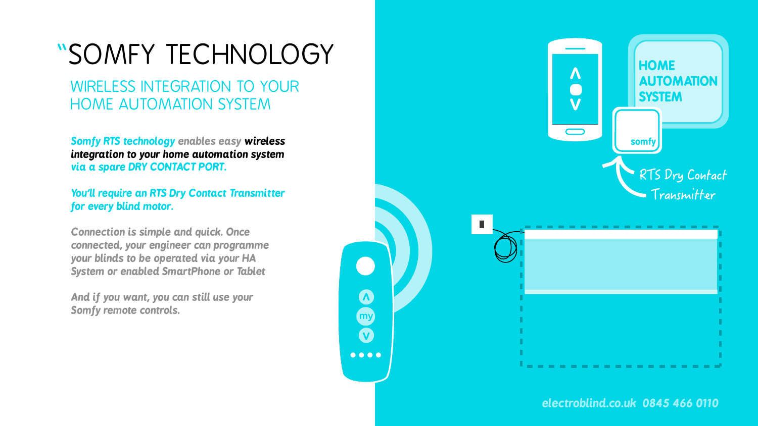# "SOMFY TECHNOLOGY

## WIRELESS INTEGRATION TO YOUR HOME AUTOMATION SYSTEM

***Somfy RTS technology** enables easy **wireless integration to your home automation system** **via a spare DRY CONTACT PORT.***

***You'll require an RTS Dry Contact Transmitter for every blind motor.***

*Connection is simple and quick. Once connected, your engineer can programme your blinds to be operated via your HA System or enabled SmartPhone or Tablet*

*And if you want, you can still use your Somfy remote controls.*

HOME AUTOMATION SYSTEM

somfy

RTS Dry Contact Transmitter

my

*electroblind.co.uk 0845 466 0110*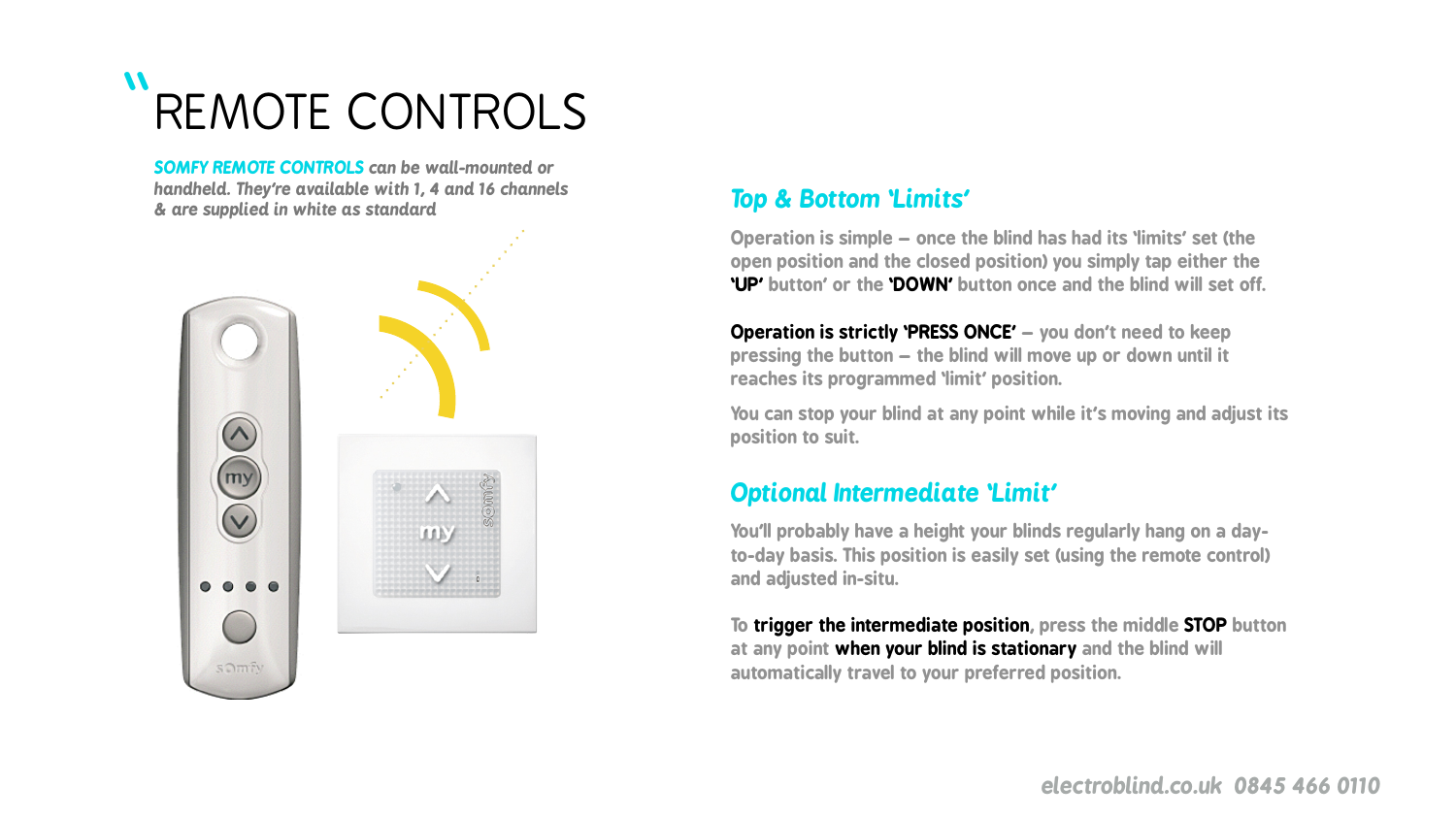# REMOTE CONTROLS

***SOMFY REMOTE CONTROLS** can be wall-mounted or handheld. They're available with 1, 4 and 16 channels & are supplied in white as standard*

## *Top & Bottom 'Limits'*

Operation is simple – once the blind has had its 'limits' set (the open position and the closed position) you simply tap either the **'UP'** button' or the **'DOWN'** button once and the blind will set off.

**Operation is strictly 'PRESS ONCE'** – you don't need to keep pressing the button – the blind will move up or down until it reaches its programmed 'limit' position.

You can stop your blind at any point while it's moving and adjust its position to suit.

## *Optional Intermediate 'Limit'*

You'll probably have a height your blinds regularly hang on a day-to-day basis. This position is easily set (using the remote control) and adjusted in-situ.

To **trigger the intermediate position**, press the middle **STOP** button at any point **when your blind is stationary** and the blind will automatically travel to your preferred position.

*electroblind.co.uk 0845 466 0110*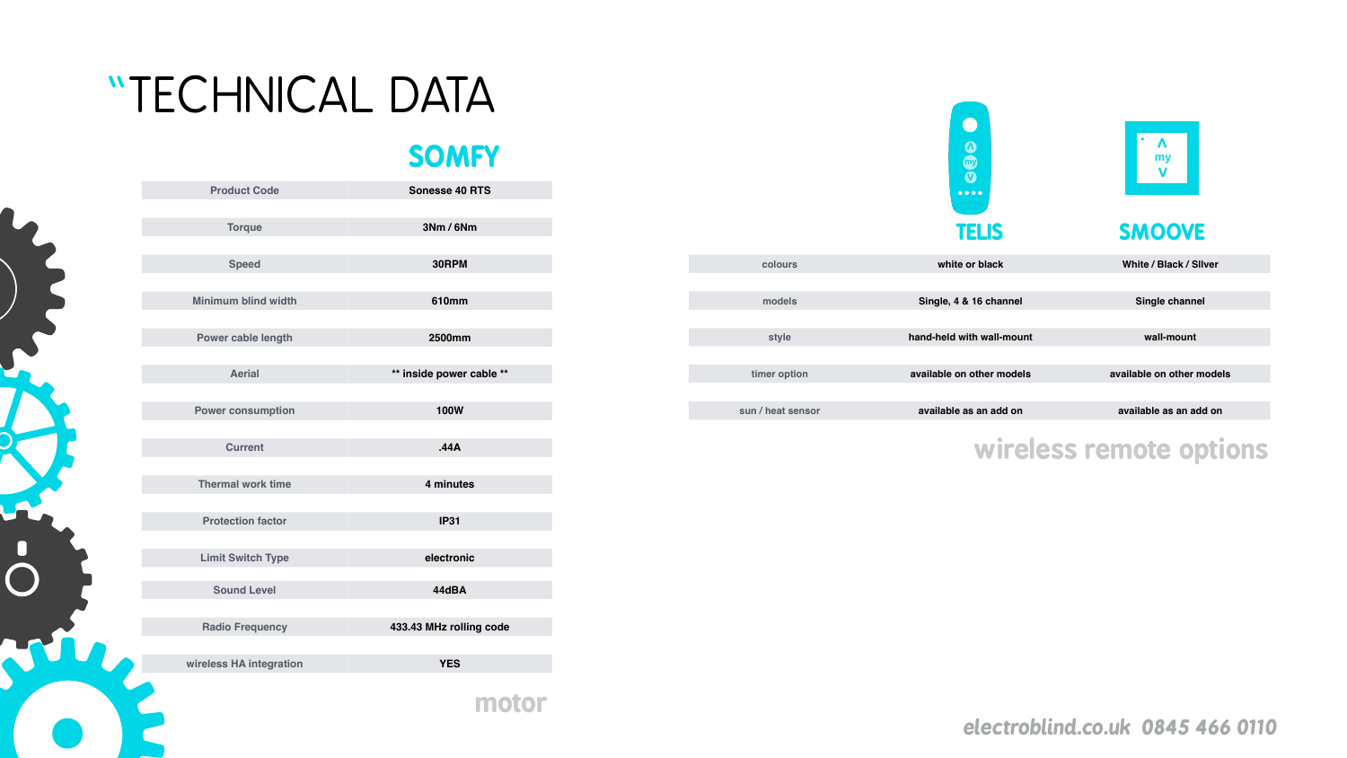# "TECHNICAL DATA

## SOMFY

| | |
|---|---|
| Product Code | Sonesse 40 RTS |
| Torque | 3Nm / 6Nm |
| Speed | 30RPM |
| Minimum blind width | 610mm |
| Power cable length | 2500mm |
| Aerial | ** inside power cable ** |
| Power consumption | 100W |
| Current | .44A |
| Thermal work time | 4 minutes |
| Protection factor | IP31 |
| Limit Switch Type | electronic |
| Sound Level | 44dBA |
| Radio Frequency | 433.43 MHz rolling code |
| wireless HA integration | YES |

motor

| | TELIS | SMOOVE |
|---|---|---|
| colours | white or black | White / Black / Sllver |
| models | Single, 4 & 16 channel | Single channel |
| style | hand-held with wall-mount | wall-mount |
| timer option | available on other models | available on other models |
| sun / heat sensor | available as an add on | available as an add on |

wireless remote options

electroblind.co.uk 0845 466 0110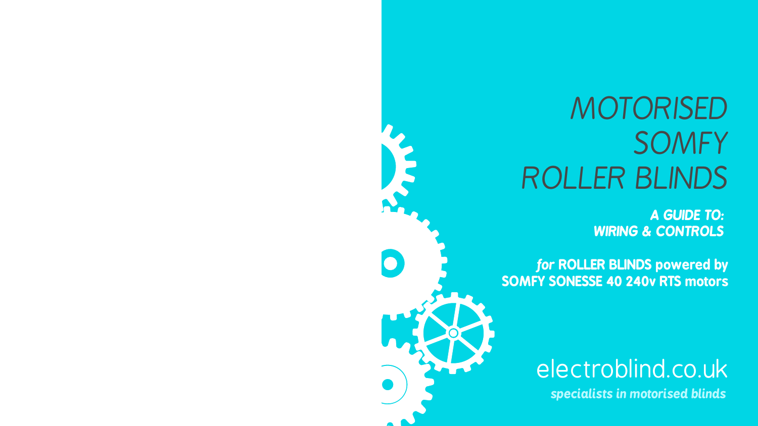# MOTORISED SOMFY ROLLER BLINDS

**A GUIDE TO: WIRING & CONTROLS**

***for* ROLLER BLINDS powered by SOMFY SONESSE 40 240v RTS motors**

electroblind.co.uk

*specialists in motorised blinds*